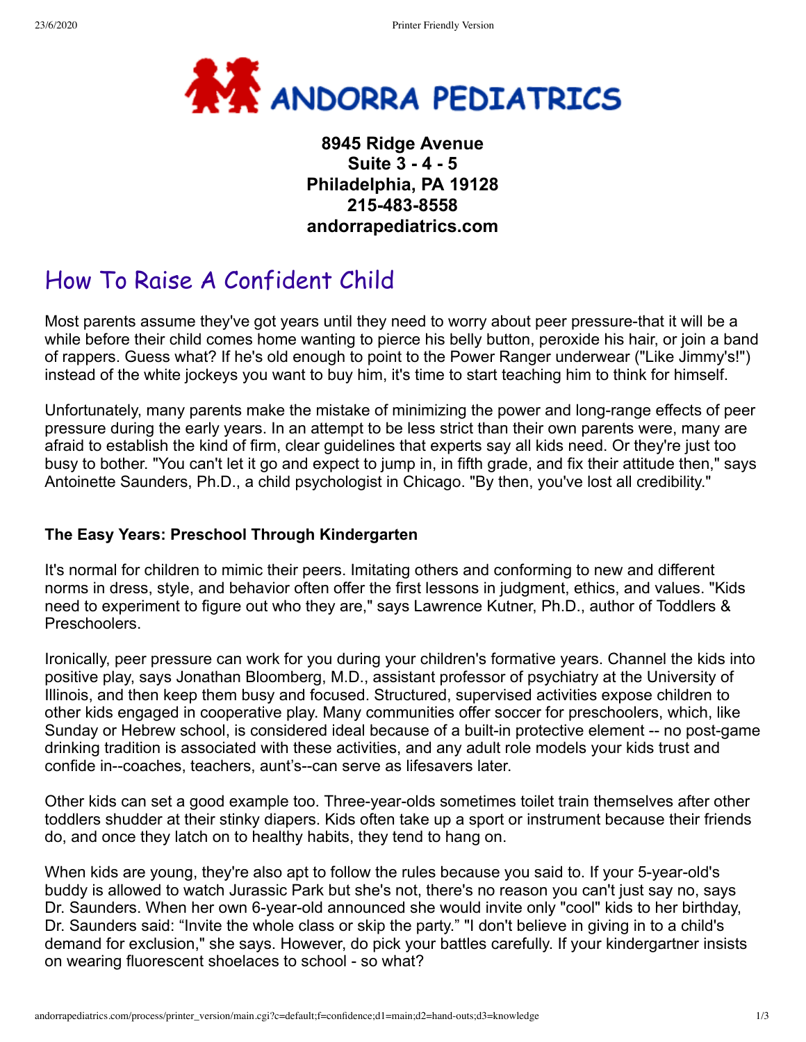# ANDORRA PEDIATRICS

**8945 Ridge Avenue**
**Suite 3 - 4 - 5**
**Philadelphia, PA 19128**
**215-483-8558**
**andorrapediatrics.com**

## How To Raise A Confident Child

Most parents assume they've got years until they need to worry about peer pressure-that it will be a while before their child comes home wanting to pierce his belly button, peroxide his hair, or join a band of rappers. Guess what? If he's old enough to point to the Power Ranger underwear ("Like Jimmy's!") instead of the white jockeys you want to buy him, it's time to start teaching him to think for himself.

Unfortunately, many parents make the mistake of minimizing the power and long-range effects of peer pressure during the early years. In an attempt to be less strict than their own parents were, many are afraid to establish the kind of firm, clear guidelines that experts say all kids need. Or they're just too busy to bother. "You can't let it go and expect to jump in, in fifth grade, and fix their attitude then," says Antoinette Saunders, Ph.D., a child psychologist in Chicago. "By then, you've lost all credibility."

### The Easy Years: Preschool Through Kindergarten

It's normal for children to mimic their peers. Imitating others and conforming to new and different norms in dress, style, and behavior often offer the first lessons in judgment, ethics, and values. "Kids need to experiment to figure out who they are," says Lawrence Kutner, Ph.D., author of Toddlers & Preschoolers.

Ironically, peer pressure can work for you during your children's formative years. Channel the kids into positive play, says Jonathan Bloomberg, M.D., assistant professor of psychiatry at the University of Illinois, and then keep them busy and focused. Structured, supervised activities expose children to other kids engaged in cooperative play. Many communities offer soccer for preschoolers, which, like Sunday or Hebrew school, is considered ideal because of a built-in protective element -- no post-game drinking tradition is associated with these activities, and any adult role models your kids trust and confide in--coaches, teachers, aunt's--can serve as lifesavers later.

Other kids can set a good example too. Three-year-olds sometimes toilet train themselves after other toddlers shudder at their stinky diapers. Kids often take up a sport or instrument because their friends do, and once they latch on to healthy habits, they tend to hang on.

When kids are young, they're also apt to follow the rules because you said to. If your 5-year-old's buddy is allowed to watch Jurassic Park but she's not, there's no reason you can't just say no, says Dr. Saunders. When her own 6-year-old announced she would invite only "cool" kids to her birthday, Dr. Saunders said: "Invite the whole class or skip the party." "I don't believe in giving in to a child's demand for exclusion," she says. However, do pick your battles carefully. If your kindergartner insists on wearing fluorescent shoelaces to school - so what?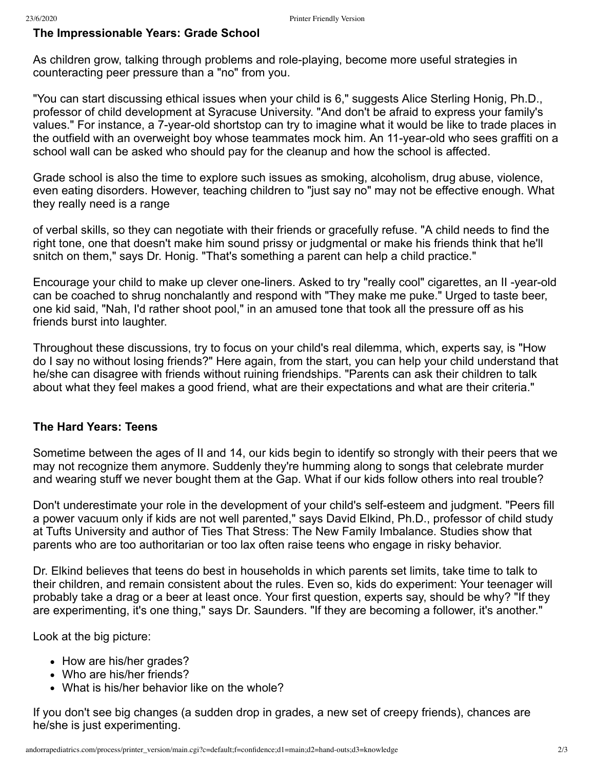## The Impressionable Years: Grade School

As children grow, talking through problems and role-playing, become more useful strategies in counteracting peer pressure than a "no" from you.

"You can start discussing ethical issues when your child is 6," suggests Alice Sterling Honig, Ph.D., professor of child development at Syracuse University. "And don't be afraid to express your family's values." For instance, a 7-year-old shortstop can try to imagine what it would be like to trade places in the outfield with an overweight boy whose teammates mock him. An 11-year-old who sees graffiti on a school wall can be asked who should pay for the cleanup and how the school is affected.

Grade school is also the time to explore such issues as smoking, alcoholism, drug abuse, violence, even eating disorders. However, teaching children to "just say no" may not be effective enough. What they really need is a range

of verbal skills, so they can negotiate with their friends or gracefully refuse. "A child needs to find the right tone, one that doesn't make him sound prissy or judgmental or make his friends think that he'll snitch on them," says Dr. Honig. "That's something a parent can help a child practice."

Encourage your child to make up clever one-liners. Asked to try "really cool" cigarettes, an II -year-old can be coached to shrug nonchalantly and respond with "They make me puke." Urged to taste beer, one kid said, "Nah, I'd rather shoot pool," in an amused tone that took all the pressure off as his friends burst into laughter.

Throughout these discussions, try to focus on your child's real dilemma, which, experts say, is "How do I say no without losing friends?" Here again, from the start, you can help your child understand that he/she can disagree with friends without ruining friendships. "Parents can ask their children to talk about what they feel makes a good friend, what are their expectations and what are their criteria."

## The Hard Years: Teens

Sometime between the ages of II and 14, our kids begin to identify so strongly with their peers that we may not recognize them anymore. Suddenly they're humming along to songs that celebrate murder and wearing stuff we never bought them at the Gap. What if our kids follow others into real trouble?

Don't underestimate your role in the development of your child's self-esteem and judgment. "Peers fill a power vacuum only if kids are not well parented," says David Elkind, Ph.D., professor of child study at Tufts University and author of Ties That Stress: The New Family Imbalance. Studies show that parents who are too authoritarian or too lax often raise teens who engage in risky behavior.

Dr. Elkind believes that teens do best in households in which parents set limits, take time to talk to their children, and remain consistent about the rules. Even so, kids do experiment: Your teenager will probably take a drag or a beer at least once. Your first question, experts say, should be why? "If they are experimenting, it's one thing," says Dr. Saunders. "If they are becoming a follower, it's another."

Look at the big picture:

- How are his/her grades?
- Who are his/her friends?
- What is his/her behavior like on the whole?

If you don't see big changes (a sudden drop in grades, a new set of creepy friends), chances are he/she is just experimenting.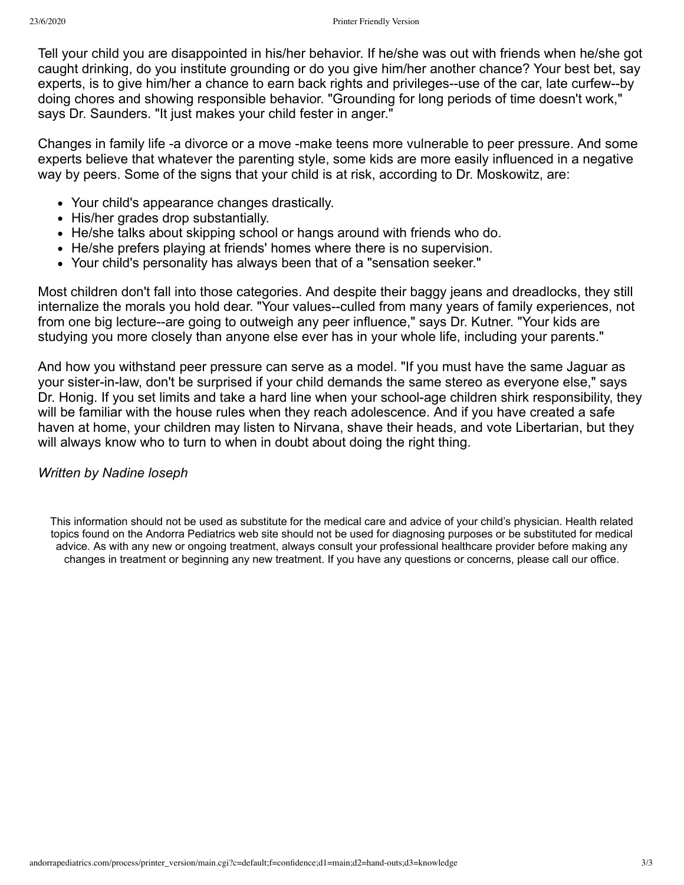Tell your child you are disappointed in his/her behavior. If he/she was out with friends when he/she got caught drinking, do you institute grounding or do you give him/her another chance? Your best bet, say experts, is to give him/her a chance to earn back rights and privileges--use of the car, late curfew--by doing chores and showing responsible behavior. "Grounding for long periods of time doesn't work," says Dr. Saunders. "It just makes your child fester in anger."

Changes in family life -a divorce or a move -make teens more vulnerable to peer pressure. And some experts believe that whatever the parenting style, some kids are more easily influenced in a negative way by peers. Some of the signs that your child is at risk, according to Dr. Moskowitz, are:

- Your child's appearance changes drastically.
- His/her grades drop substantially.
- He/she talks about skipping school or hangs around with friends who do.
- He/she prefers playing at friends' homes where there is no supervision.
- Your child's personality has always been that of a "sensation seeker."

Most children don't fall into those categories. And despite their baggy jeans and dreadlocks, they still internalize the morals you hold dear. "Your values--culled from many years of family experiences, not from one big lecture--are going to outweigh any peer influence," says Dr. Kutner. "Your kids are studying you more closely than anyone else ever has in your whole life, including your parents."

And how you withstand peer pressure can serve as a model. "If you must have the same Jaguar as your sister-in-law, don't be surprised if your child demands the same stereo as everyone else," says Dr. Honig. If you set limits and take a hard line when your school-age children shirk responsibility, they will be familiar with the house rules when they reach adolescence. And if you have created a safe haven at home, your children may listen to Nirvana, shave their heads, and vote Libertarian, but they will always know who to turn to when in doubt about doing the right thing.

*Written by Nadine Ioseph*

This information should not be used as substitute for the medical care and advice of your child's physician. Health related topics found on the Andorra Pediatrics web site should not be used for diagnosing purposes or be substituted for medical advice. As with any new or ongoing treatment, always consult your professional healthcare provider before making any changes in treatment or beginning any new treatment. If you have any questions or concerns, please call our office.